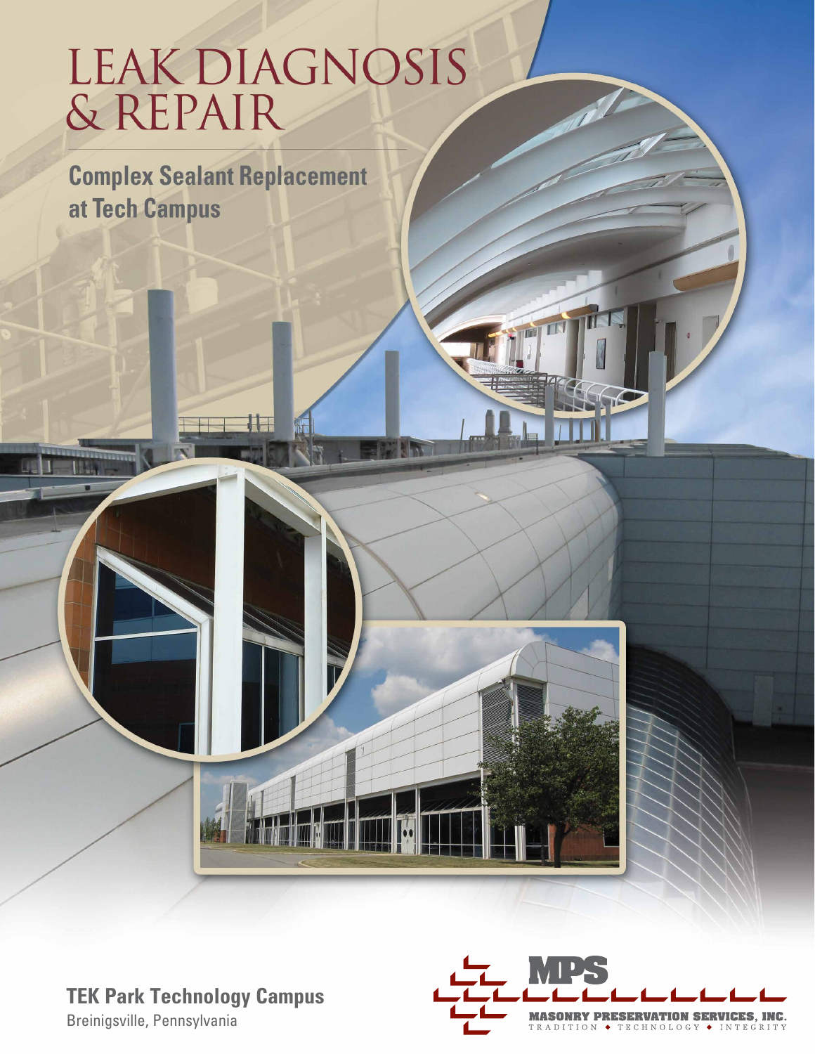# LEAK DIAGNOSIS & REPAIR

## Complex Sealant Replacement at Tech Campus

**TEK Park Technology Campus**
Breinigsville, Pennsylvania

MPS
MASONRY PRESERVATION SERVICES, INC.
TRADITION ◆ TECHNOLOGY ◆ INTEGRITY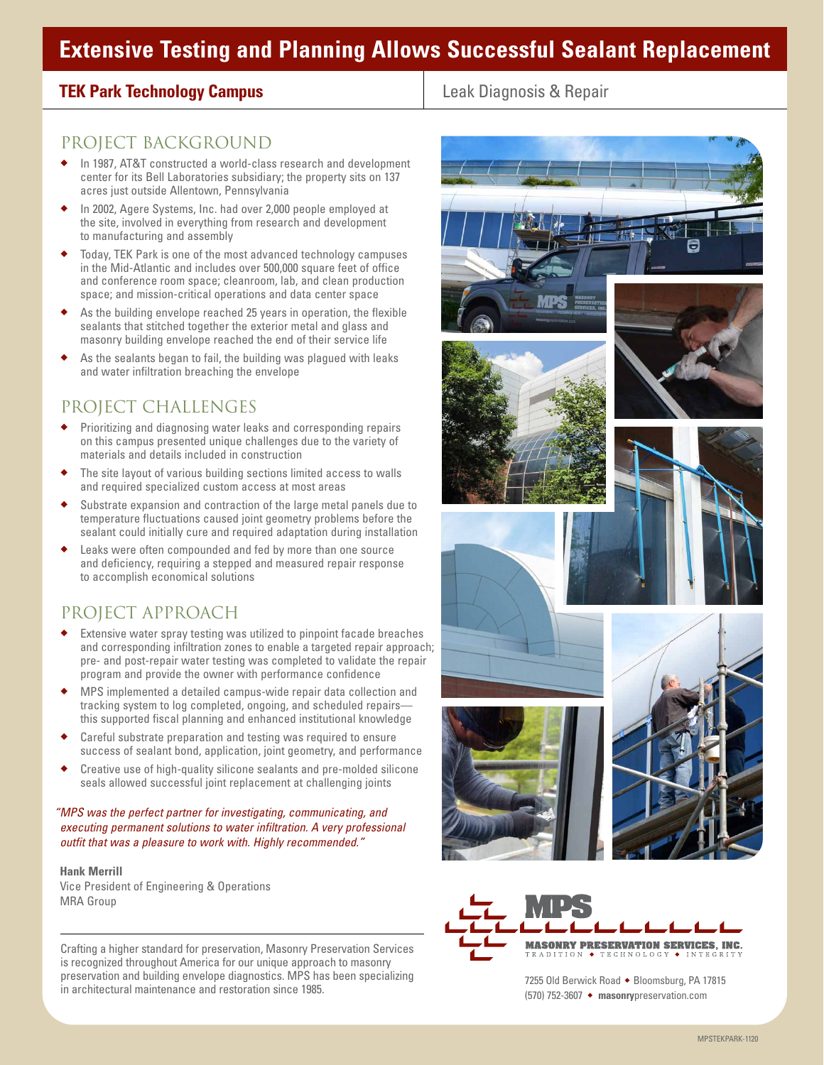# Extensive Testing and Planning Allows Successful Sealant Replacement

**TEK Park Technology Campus** | Leak Diagnosis & Repair

## PROJECT BACKGROUND

- In 1987, AT&T constructed a world-class research and development center for its Bell Laboratories subsidiary; the property sits on 137 acres just outside Allentown, Pennsylvania
- In 2002, Agere Systems, Inc. had over 2,000 people employed at the site, involved in everything from research and development to manufacturing and assembly
- Today, TEK Park is one of the most advanced technology campuses in the Mid-Atlantic and includes over 500,000 square feet of office and conference room space; cleanroom, lab, and clean production space; and mission-critical operations and data center space
- As the building envelope reached 25 years in operation, the flexible sealants that stitched together the exterior metal and glass and masonry building envelope reached the end of their service life
- As the sealants began to fail, the building was plagued with leaks and water infiltration breaching the envelope

## PROJECT CHALLENGES

- Prioritizing and diagnosing water leaks and corresponding repairs on this campus presented unique challenges due to the variety of materials and details included in construction
- The site layout of various building sections limited access to walls and required specialized custom access at most areas
- Substrate expansion and contraction of the large metal panels due to temperature fluctuations caused joint geometry problems before the sealant could initially cure and required adaptation during installation
- Leaks were often compounded and fed by more than one source and deficiency, requiring a stepped and measured repair response to accomplish economical solutions

## PROJECT APPROACH

- Extensive water spray testing was utilized to pinpoint facade breaches and corresponding infiltration zones to enable a targeted repair approach; pre- and post-repair water testing was completed to validate the repair program and provide the owner with performance confidence
- MPS implemented a detailed campus-wide repair data collection and tracking system to log completed, ongoing, and scheduled repairs—this supported fiscal planning and enhanced institutional knowledge
- Careful substrate preparation and testing was required to ensure success of sealant bond, application, joint geometry, and performance
- Creative use of high-quality silicone sealants and pre-molded silicone seals allowed successful joint replacement at challenging joints

*"MPS was the perfect partner for investigating, communicating, and executing permanent solutions to water infiltration. A very professional outfit that was a pleasure to work with. Highly recommended."*

**Hank Merrill**
Vice President of Engineering & Operations
MRA Group

Crafting a higher standard for preservation, Masonry Preservation Services is recognized throughout America for our unique approach to masonry preservation and building envelope diagnostics. MPS has been specializing in architectural maintenance and restoration since 1985.

MPS
MASONRY PRESERVATION SERVICES, INC.
TRADITION ◆ TECHNOLOGY ◆ INTEGRITY

7255 Old Berwick Road ◆ Bloomsburg, PA 17815
(570) 752-3607 ◆ **masonry**preservation.com

MPSTEKPARK-1120